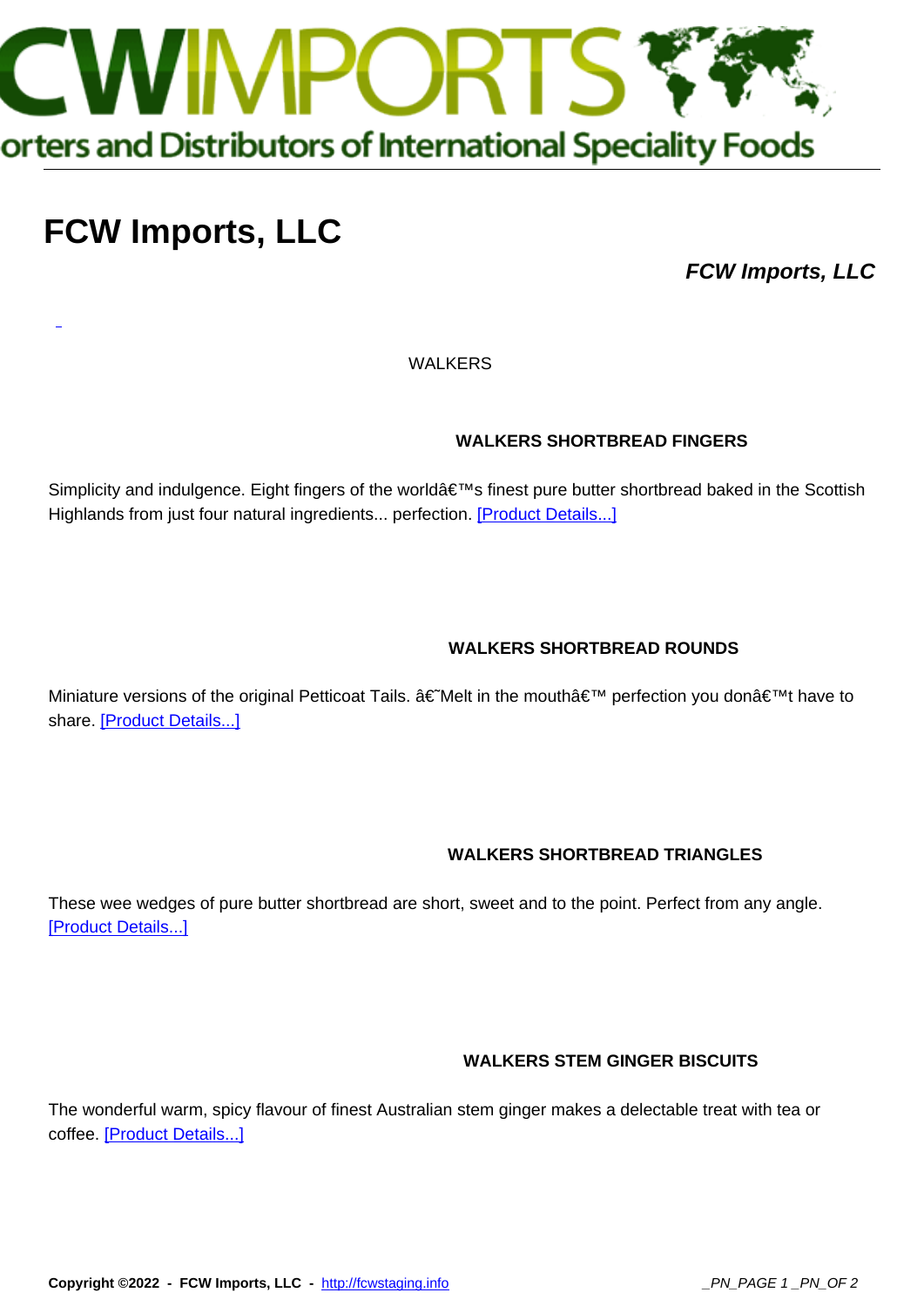# FCW Imports, LLC

***FCW Imports, LLC***

WALKERS

### WALKERS SHORTBREAD FINGERS

Simplicity and indulgence. Eight fingers of the worldâ€™s finest pure butter shortbread baked in the Scottish Highlands from just four natural ingredients... perfection. [Product Details...]

### WALKERS SHORTBREAD ROUNDS

Miniature versions of the original Petticoat Tails. â€˜Melt in the mouthâ€™ perfection you donâ€™t have to share. [Product Details...]

### WALKERS SHORTBREAD TRIANGLES

These wee wedges of pure butter shortbread are short, sweet and to the point. Perfect from any angle. [Product Details...]

### WALKERS STEM GINGER BISCUITS

The wonderful warm, spicy flavour of finest Australian stem ginger makes a delectable treat with tea or coffee. [Product Details...]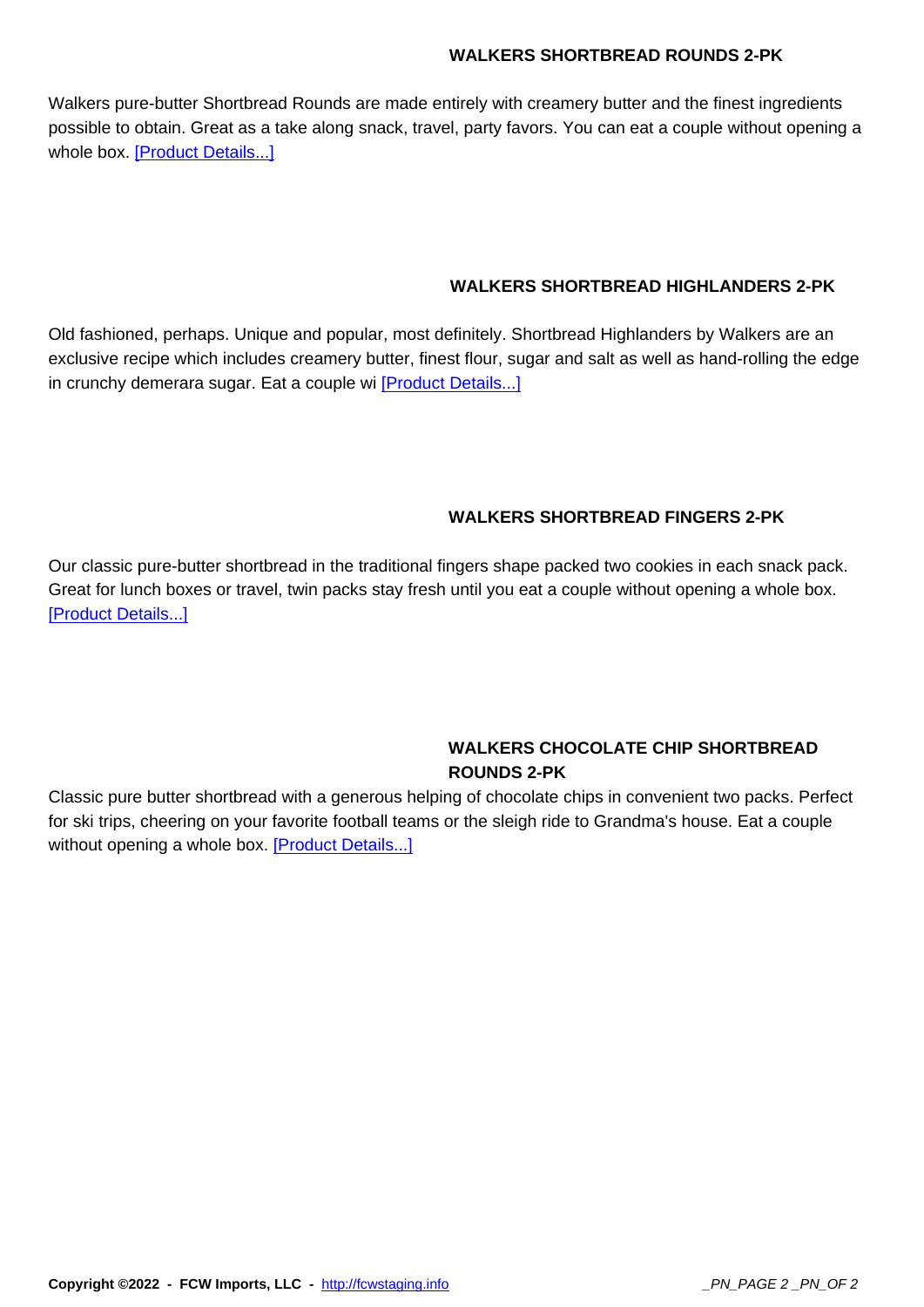### WALKERS SHORTBREAD ROUNDS 2-PK

Walkers pure-butter Shortbread Rounds are made entirely with creamery butter and the finest ingredients possible to obtain. Great as a take along snack, travel, party favors. You can eat a couple without opening a whole box. [Product Details...]

### WALKERS SHORTBREAD HIGHLANDERS 2-PK

Old fashioned, perhaps. Unique and popular, most definitely. Shortbread Highlanders by Walkers are an exclusive recipe which includes creamery butter, finest flour, sugar and salt as well as hand-rolling the edge in crunchy demerara sugar. Eat a couple wi [Product Details...]

### WALKERS SHORTBREAD FINGERS 2-PK

Our classic pure-butter shortbread in the traditional fingers shape packed two cookies in each snack pack. Great for lunch boxes or travel, twin packs stay fresh until you eat a couple without opening a whole box. [Product Details...]

### WALKERS CHOCOLATE CHIP SHORTBREAD ROUNDS 2-PK

Classic pure butter shortbread with a generous helping of chocolate chips in convenient two packs. Perfect for ski trips, cheering on your favorite football teams or the sleigh ride to Grandma's house. Eat a couple without opening a whole box. [Product Details...]